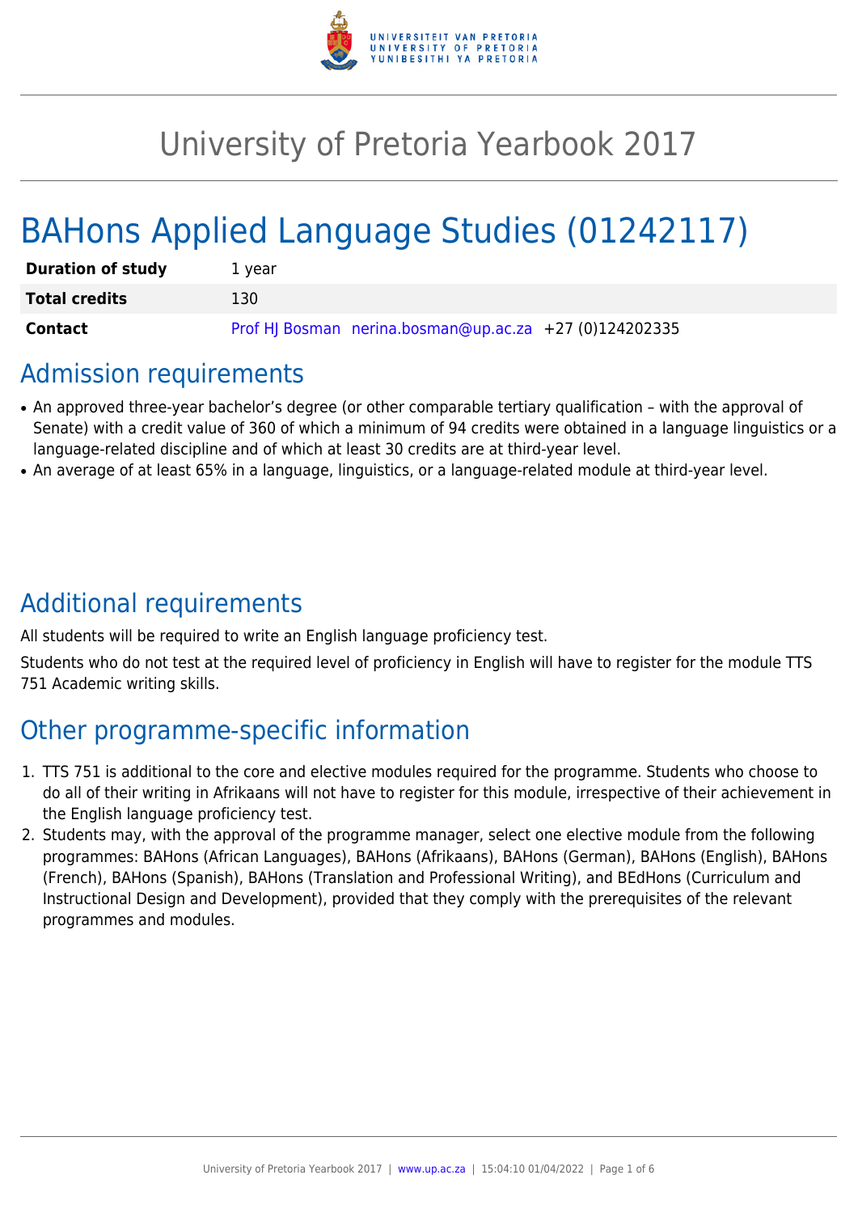# University of Pretoria Yearbook 2017

# BAHons Applied Language Studies (01242117)

| | |
|---|---|
| **Duration of study** | 1 year |
| **Total credits** | 130 |
| **Contact** | Prof HJ Bosman nerina.bosman@up.ac.za +27 (0)124202335 |

## Admission requirements

- An approved three-year bachelor's degree (or other comparable tertiary qualification – with the approval of Senate) with a credit value of 360 of which a minimum of 94 credits were obtained in a language linguistics or a language-related discipline and of which at least 30 credits are at third-year level.
- An average of at least 65% in a language, linguistics, or a language-related module at third-year level.

## Additional requirements

All students will be required to write an English language proficiency test.

Students who do not test at the required level of proficiency in English will have to register for the module TTS 751 Academic writing skills.

## Other programme-specific information

1. TTS 751 is additional to the core and elective modules required for the programme. Students who choose to do all of their writing in Afrikaans will not have to register for this module, irrespective of their achievement in the English language proficiency test.
2. Students may, with the approval of the programme manager, select one elective module from the following programmes: BAHons (African Languages), BAHons (Afrikaans), BAHons (German), BAHons (English), BAHons (French), BAHons (Spanish), BAHons (Translation and Professional Writing), and BEdHons (Curriculum and Instructional Design and Development), provided that they comply with the prerequisites of the relevant programmes and modules.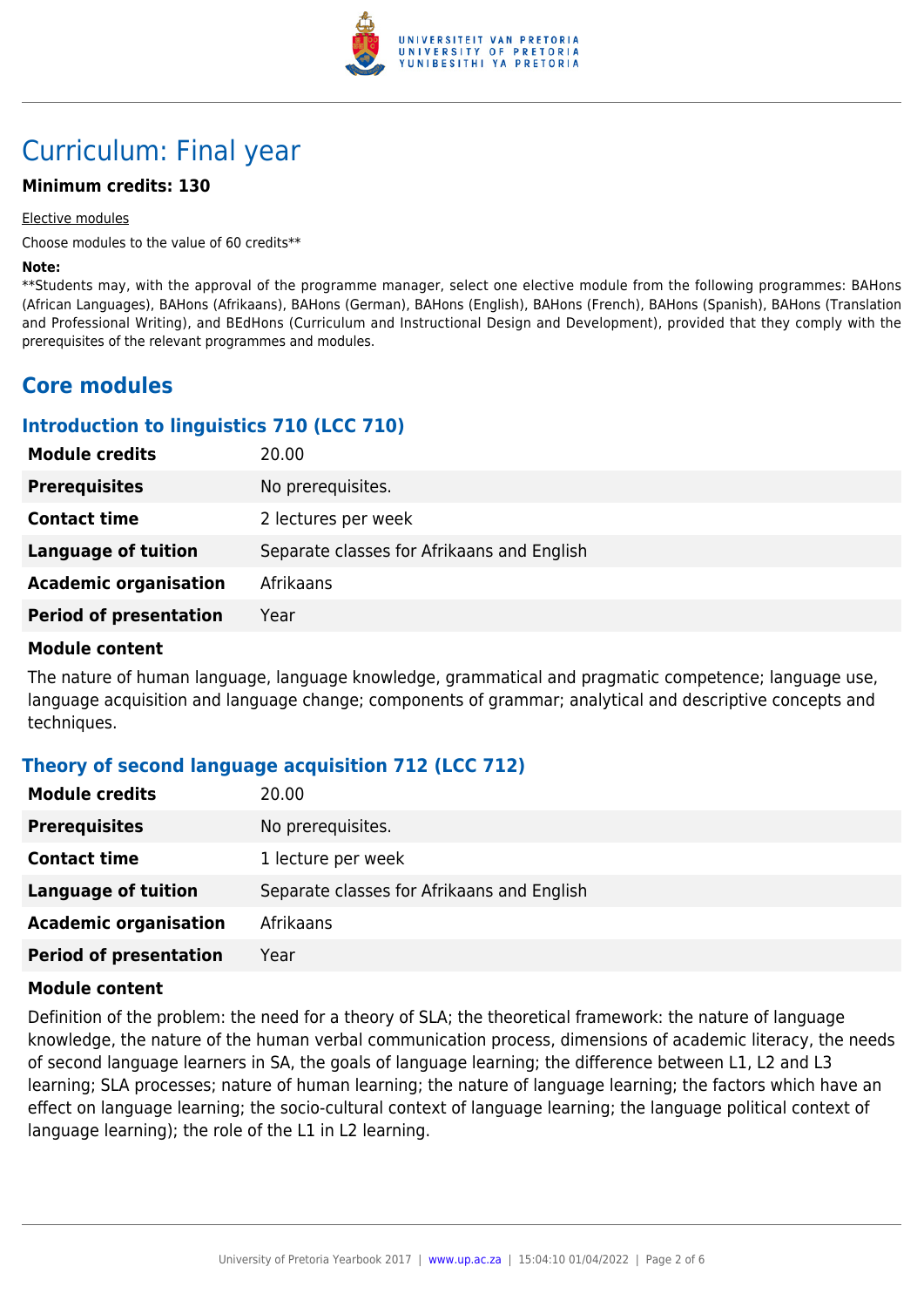# Curriculum: Final year

**Minimum credits: 130**

Elective modules

Choose modules to the value of 60 credits**

**Note:**

**Students may, with the approval of the programme manager, select one elective module from the following programmes: BAHons (African Languages), BAHons (Afrikaans), BAHons (German), BAHons (English), BAHons (French), BAHons (Spanish), BAHons (Translation and Professional Writing), and BEdHons (Curriculum and Instructional Design and Development), provided that they comply with the prerequisites of the relevant programmes and modules.

## Core modules

### Introduction to linguistics 710 (LCC 710)

| | |
|---|---|
| **Module credits** | 20.00 |
| **Prerequisites** | No prerequisites. |
| **Contact time** | 2 lectures per week |
| **Language of tuition** | Separate classes for Afrikaans and English |
| **Academic organisation** | Afrikaans |
| **Period of presentation** | Year |

**Module content**

The nature of human language, language knowledge, grammatical and pragmatic competence; language use, language acquisition and language change; components of grammar; analytical and descriptive concepts and techniques.

### Theory of second language acquisition 712 (LCC 712)

| | |
|---|---|
| **Module credits** | 20.00 |
| **Prerequisites** | No prerequisites. |
| **Contact time** | 1 lecture per week |
| **Language of tuition** | Separate classes for Afrikaans and English |
| **Academic organisation** | Afrikaans |
| **Period of presentation** | Year |

**Module content**

Definition of the problem: the need for a theory of SLA; the theoretical framework: the nature of language knowledge, the nature of the human verbal communication process, dimensions of academic literacy, the needs of second language learners in SA, the goals of language learning; the difference between L1, L2 and L3 learning; SLA processes; nature of human learning; the nature of language learning; the factors which have an effect on language learning; the socio-cultural context of language learning; the language political context of language learning); the role of the L1 in L2 learning.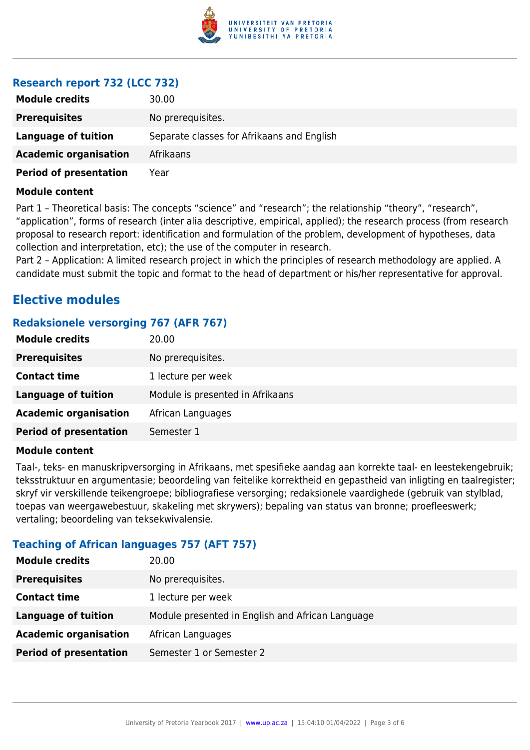### Research report 732 (LCC 732)

| | |
|---|---|
| **Module credits** | 30.00 |
| **Prerequisites** | No prerequisites. |
| **Language of tuition** | Separate classes for Afrikaans and English |
| **Academic organisation** | Afrikaans |
| **Period of presentation** | Year |

**Module content**

Part 1 – Theoretical basis: The concepts “science” and “research”; the relationship “theory”, “research”, “application”, forms of research (inter alia descriptive, empirical, applied); the research process (from research proposal to research report: identification and formulation of the problem, development of hypotheses, data collection and interpretation, etc); the use of the computer in research.
Part 2 – Application: A limited research project in which the principles of research methodology are applied. A candidate must submit the topic and format to the head of department or his/her representative for approval.

## Elective modules

### Redaksionele versorging 767 (AFR 767)

| | |
|---|---|
| **Module credits** | 20.00 |
| **Prerequisites** | No prerequisites. |
| **Contact time** | 1 lecture per week |
| **Language of tuition** | Module is presented in Afrikaans |
| **Academic organisation** | African Languages |
| **Period of presentation** | Semester 1 |

**Module content**

Taal-, teks- en manuskripversorging in Afrikaans, met spesifieke aandag aan korrekte taal- en leestekengebruik; teksstruktuur en argumentasie; beoordeling van feitelike korrektheid en gepastheid van inligting en taalregister; skryf vir verskillende teikengroepe; bibliografiese versorging; redaksionele vaardighede (gebruik van stylblad, toepas van weergawebestuur, skakeling met skrywers); bepaling van status van bronne; proefleeswerk; vertaling; beoordeling van teksekwivalensie.

### Teaching of African languages 757 (AFT 757)

| | |
|---|---|
| **Module credits** | 20.00 |
| **Prerequisites** | No prerequisites. |
| **Contact time** | 1 lecture per week |
| **Language of tuition** | Module presented in English and African Language |
| **Academic organisation** | African Languages |
| **Period of presentation** | Semester 1 or Semester 2 |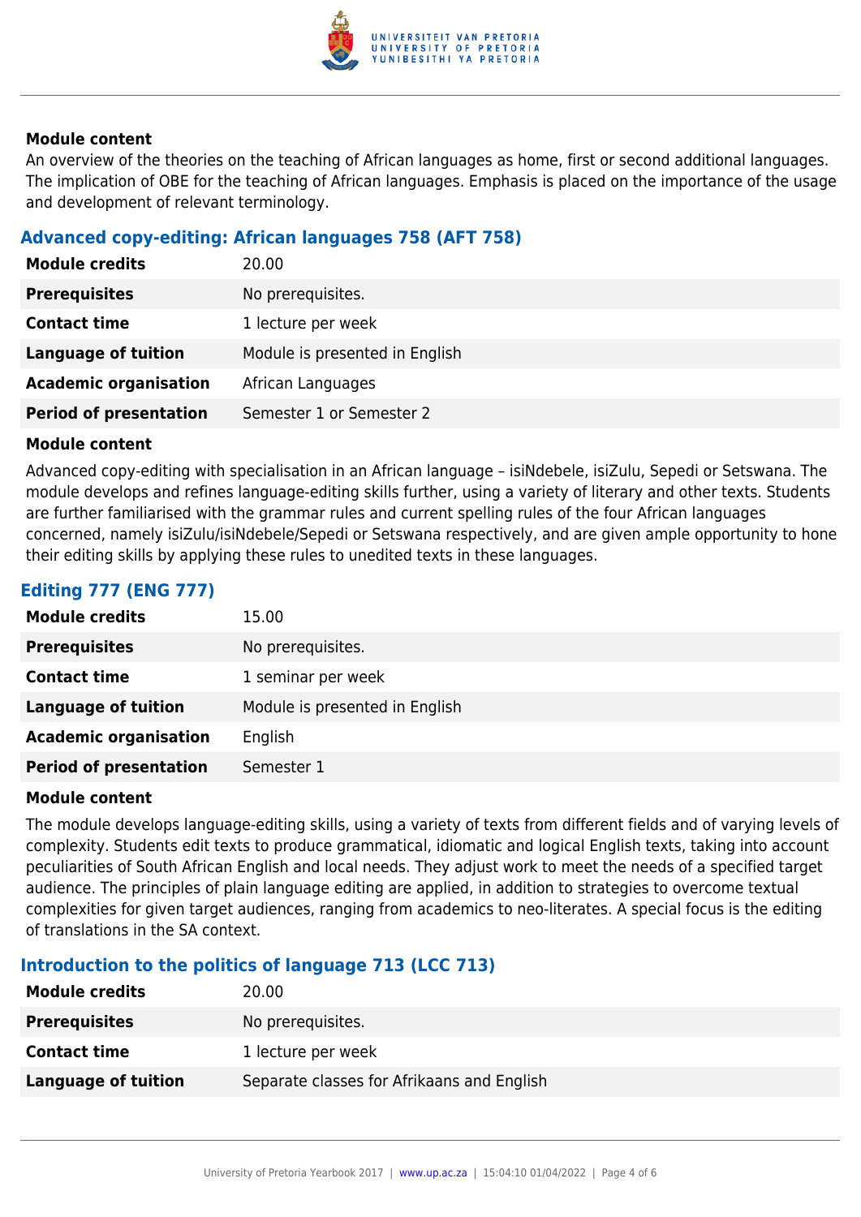#### Module content

An overview of the theories on the teaching of African languages as home, first or second additional languages. The implication of OBE for the teaching of African languages. Emphasis is placed on the importance of the usage and development of relevant terminology.

### Advanced copy-editing: African languages 758 (AFT 758)

| | |
|---|---|
| **Module credits** | 20.00 |
| **Prerequisites** | No prerequisites. |
| **Contact time** | 1 lecture per week |
| **Language of tuition** | Module is presented in English |
| **Academic organisation** | African Languages |
| **Period of presentation** | Semester 1 or Semester 2 |

#### Module content

Advanced copy-editing with specialisation in an African language – isiNdebele, isiZulu, Sepedi or Setswana. The module develops and refines language-editing skills further, using a variety of literary and other texts. Students are further familiarised with the grammar rules and current spelling rules of the four African languages concerned, namely isiZulu/isiNdebele/Sepedi or Setswana respectively, and are given ample opportunity to hone their editing skills by applying these rules to unedited texts in these languages.

### Editing 777 (ENG 777)

| | |
|---|---|
| **Module credits** | 15.00 |
| **Prerequisites** | No prerequisites. |
| **Contact time** | 1 seminar per week |
| **Language of tuition** | Module is presented in English |
| **Academic organisation** | English |
| **Period of presentation** | Semester 1 |

#### Module content

The module develops language-editing skills, using a variety of texts from different fields and of varying levels of complexity. Students edit texts to produce grammatical, idiomatic and logical English texts, taking into account peculiarities of South African English and local needs. They adjust work to meet the needs of a specified target audience. The principles of plain language editing are applied, in addition to strategies to overcome textual complexities for given target audiences, ranging from academics to neo-literates. A special focus is the editing of translations in the SA context.

### Introduction to the politics of language 713 (LCC 713)

| | |
|---|---|
| **Module credits** | 20.00 |
| **Prerequisites** | No prerequisites. |
| **Contact time** | 1 lecture per week |
| **Language of tuition** | Separate classes for Afrikaans and English |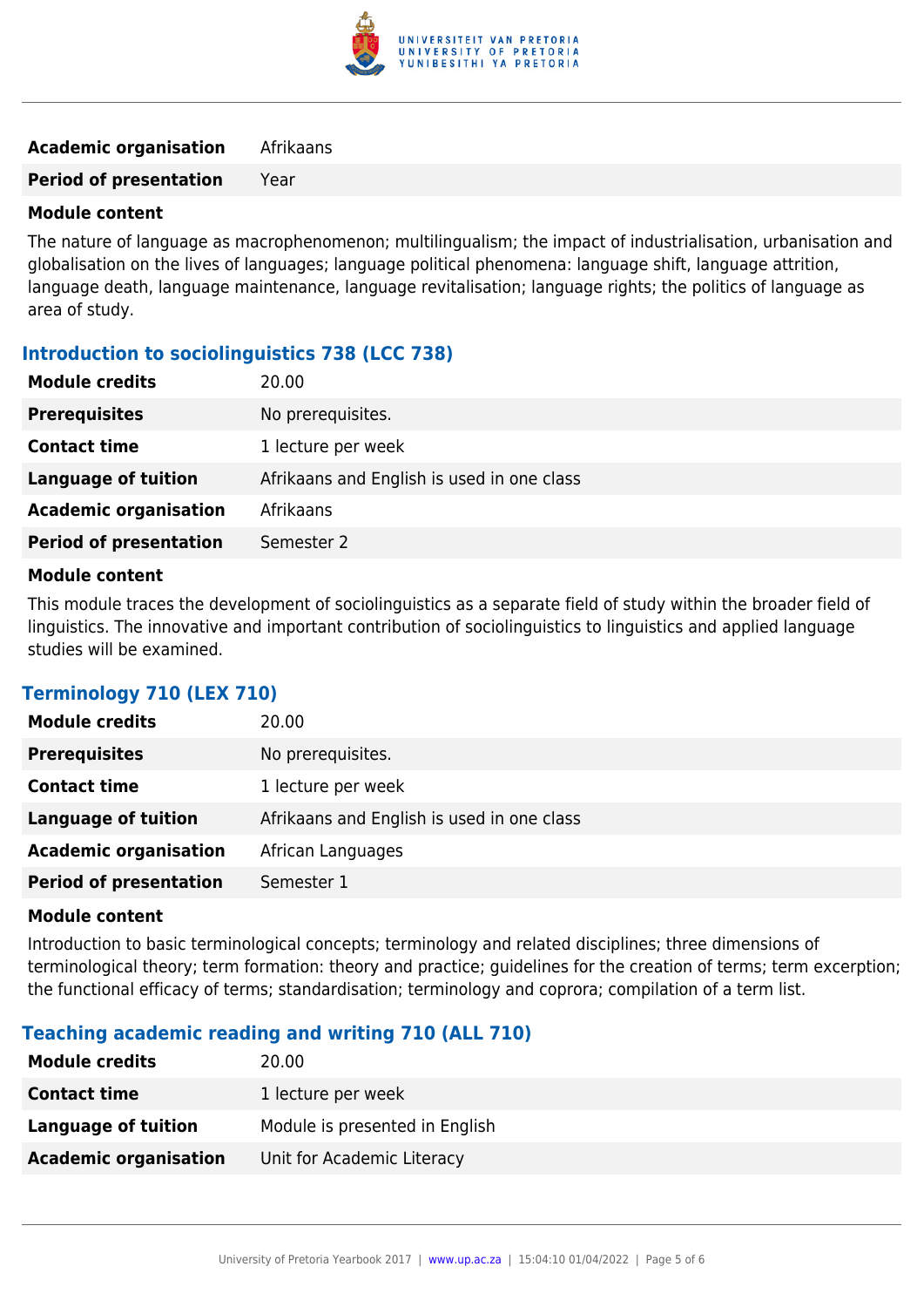| | |
|---|---|
| **Academic organisation** | Afrikaans |
| **Period of presentation** | Year |

**Module content**

The nature of language as macrophenomenon; multilingualism; the impact of industrialisation, urbanisation and globalisation on the lives of languages; language political phenomena: language shift, language attrition, language death, language maintenance, language revitalisation; language rights; the politics of language as area of study.

### Introduction to sociolinguistics 738 (LCC 738)

| | |
|---|---|
| **Module credits** | 20.00 |
| **Prerequisites** | No prerequisites. |
| **Contact time** | 1 lecture per week |
| **Language of tuition** | Afrikaans and English is used in one class |
| **Academic organisation** | Afrikaans |
| **Period of presentation** | Semester 2 |

**Module content**

This module traces the development of sociolinguistics as a separate field of study within the broader field of linguistics. The innovative and important contribution of sociolinguistics to linguistics and applied language studies will be examined.

### Terminology 710 (LEX 710)

| | |
|---|---|
| **Module credits** | 20.00 |
| **Prerequisites** | No prerequisites. |
| **Contact time** | 1 lecture per week |
| **Language of tuition** | Afrikaans and English is used in one class |
| **Academic organisation** | African Languages |
| **Period of presentation** | Semester 1 |

**Module content**

Introduction to basic terminological concepts; terminology and related disciplines; three dimensions of terminological theory; term formation: theory and practice; guidelines for the creation of terms; term excerption; the functional efficacy of terms; standardisation; terminology and coprora; compilation of a term list.

### Teaching academic reading and writing 710 (ALL 710)

| | |
|---|---|
| **Module credits** | 20.00 |
| **Contact time** | 1 lecture per week |
| **Language of tuition** | Module is presented in English |
| **Academic organisation** | Unit for Academic Literacy |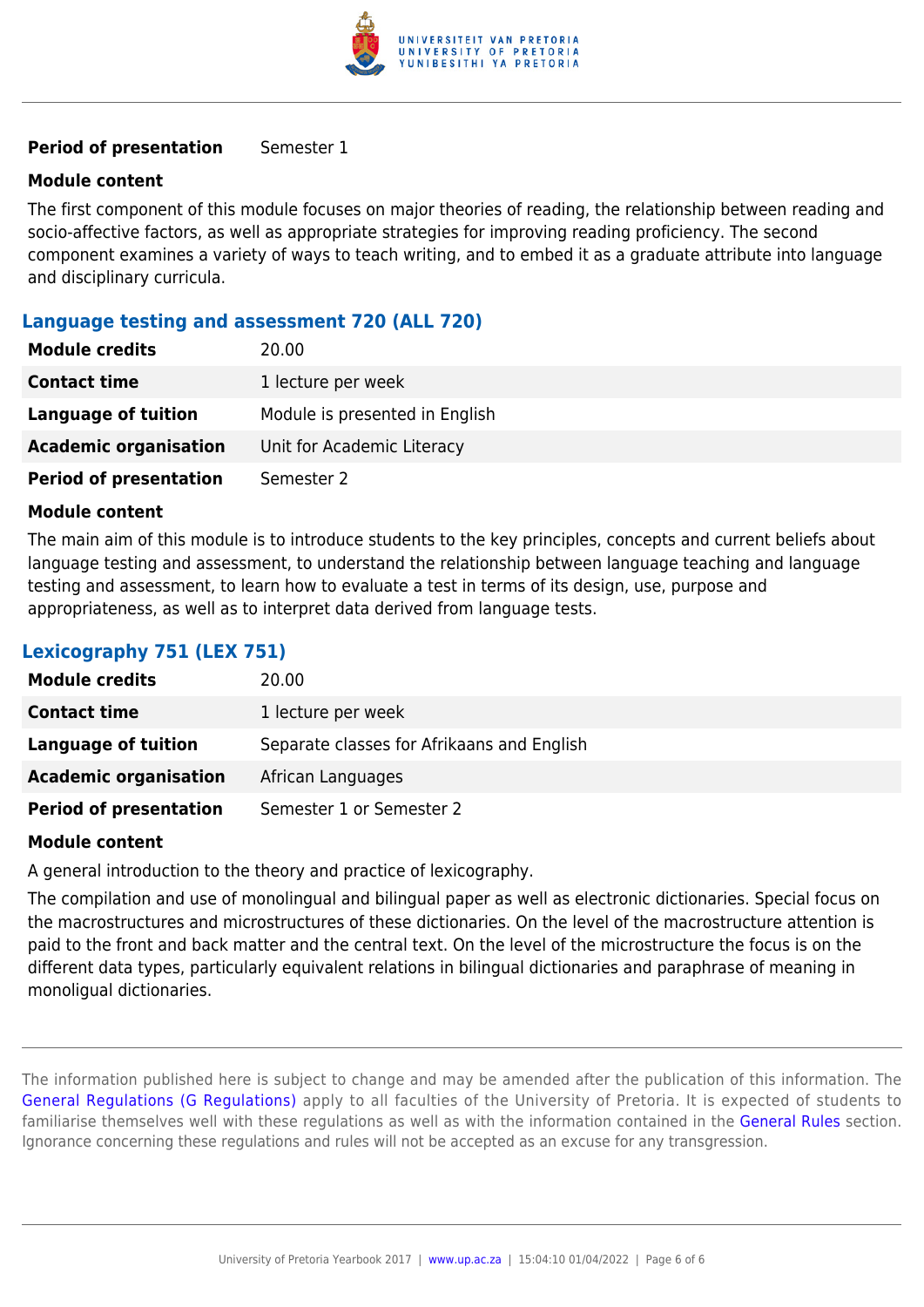| | |
|---|---|
| **Period of presentation** | Semester 1 |

**Module content**

The first component of this module focuses on major theories of reading, the relationship between reading and socio-affective factors, as well as appropriate strategies for improving reading proficiency. The second component examines a variety of ways to teach writing, and to embed it as a graduate attribute into language and disciplinary curricula.

### Language testing and assessment 720 (ALL 720)

| | |
|---|---|
| **Module credits** | 20.00 |
| **Contact time** | 1 lecture per week |
| **Language of tuition** | Module is presented in English |
| **Academic organisation** | Unit for Academic Literacy |
| **Period of presentation** | Semester 2 |

**Module content**

The main aim of this module is to introduce students to the key principles, concepts and current beliefs about language testing and assessment, to understand the relationship between language teaching and language testing and assessment, to learn how to evaluate a test in terms of its design, use, purpose and appropriateness, as well as to interpret data derived from language tests.

### Lexicography 751 (LEX 751)

| | |
|---|---|
| **Module credits** | 20.00 |
| **Contact time** | 1 lecture per week |
| **Language of tuition** | Separate classes for Afrikaans and English |
| **Academic organisation** | African Languages |
| **Period of presentation** | Semester 1 or Semester 2 |

**Module content**

A general introduction to the theory and practice of lexicography.

The compilation and use of monolingual and bilingual paper as well as electronic dictionaries. Special focus on the macrostructures and microstructures of these dictionaries. On the level of the macrostructure attention is paid to the front and back matter and the central text. On the level of the microstructure the focus is on the different data types, particularly equivalent relations in bilingual dictionaries and paraphrase of meaning in monoligual dictionaries.

The information published here is subject to change and may be amended after the publication of this information. The General Regulations (G Regulations) apply to all faculties of the University of Pretoria. It is expected of students to familiarise themselves well with these regulations as well as with the information contained in the General Rules section. Ignorance concerning these regulations and rules will not be accepted as an excuse for any transgression.